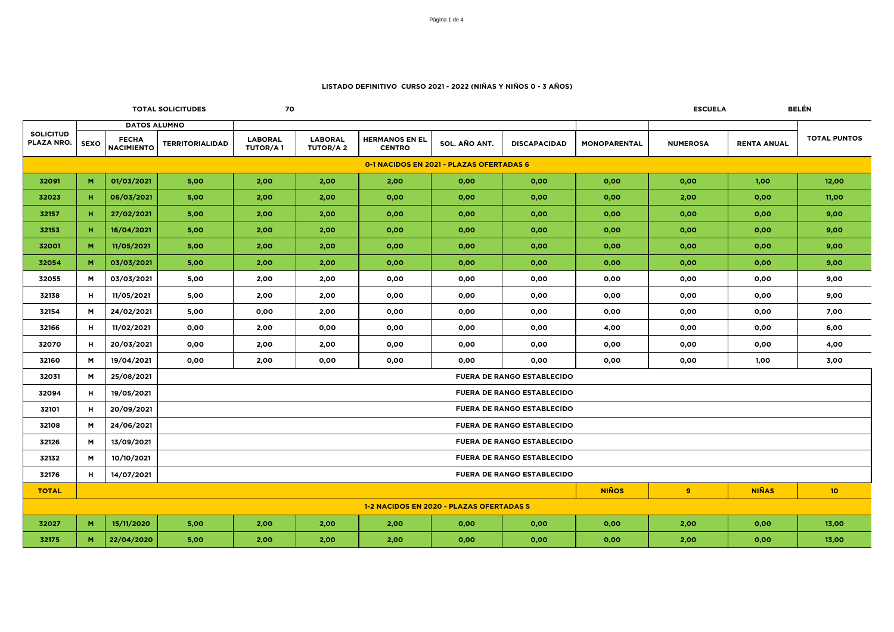## LISTADO DEFINITIVO CURSO 2021 - 2022 (NIÑAS Y NIÑOS 0 - 3 AÑOS)

**TOTAL SOLICITUDES** 70 | **ESCUELA** BELÉN

| SOLICITUD PLAZA NRO. | DATOS ALUMNO | | | | | | | | | | | TOTAL PUNTOS |
|---|---|---|---|---|---|---|---|---|---|---|---|---|
| | SEXO | FECHA NACIMIENTO | TERRITORIALIDAD | LABORAL TUTOR/A 1 | LABORAL TUTOR/A 2 | HERMANOS EN EL CENTRO | SOL. AÑO ANT. | DISCAPACIDAD | MONOPARENTAL | NUMEROSA | RENTA ANUAL | |
| **0-1 NACIDOS EN 2021 - PLAZAS OFERTADAS 6** | | | | | | | | | | | | |
| 32091 | M | 01/03/2021 | 5,00 | 2,00 | 2,00 | 2,00 | 0,00 | 0,00 | 0,00 | 0,00 | 1,00 | 12,00 |
| 32023 | H | 06/03/2021 | 5,00 | 2,00 | 2,00 | 0,00 | 0,00 | 0,00 | 0,00 | 2,00 | 0,00 | 11,00 |
| 32157 | H | 27/02/2021 | 5,00 | 2,00 | 2,00 | 0,00 | 0,00 | 0,00 | 0,00 | 0,00 | 0,00 | 9,00 |
| 32153 | H | 16/04/2021 | 5,00 | 2,00 | 2,00 | 0,00 | 0,00 | 0,00 | 0,00 | 0,00 | 0,00 | 9,00 |
| 32001 | M | 11/05/2021 | 5,00 | 2,00 | 2,00 | 0,00 | 0,00 | 0,00 | 0,00 | 0,00 | 0,00 | 9,00 |
| 32054 | M | 03/03/2021 | 5,00 | 2,00 | 2,00 | 0,00 | 0,00 | 0,00 | 0,00 | 0,00 | 0,00 | 9,00 |
| 32055 | M | 03/03/2021 | 5,00 | 2,00 | 2,00 | 0,00 | 0,00 | 0,00 | 0,00 | 0,00 | 0,00 | 9,00 |
| 32138 | H | 11/05/2021 | 5,00 | 2,00 | 2,00 | 0,00 | 0,00 | 0,00 | 0,00 | 0,00 | 0,00 | 9,00 |
| 32154 | M | 24/02/2021 | 5,00 | 0,00 | 2,00 | 0,00 | 0,00 | 0,00 | 0,00 | 0,00 | 0,00 | 7,00 |
| 32166 | H | 11/02/2021 | 0,00 | 2,00 | 0,00 | 0,00 | 0,00 | 0,00 | 4,00 | 0,00 | 0,00 | 6,00 |
| 32070 | H | 20/03/2021 | 0,00 | 2,00 | 2,00 | 0,00 | 0,00 | 0,00 | 0,00 | 0,00 | 0,00 | 4,00 |
| 32160 | M | 19/04/2021 | 0,00 | 2,00 | 0,00 | 0,00 | 0,00 | 0,00 | 0,00 | 0,00 | 1,00 | 3,00 |
| 32031 | M | 25/08/2021 | FUERA DE RANGO ESTABLECIDO | | | | | | | | | |
| 32094 | H | 19/05/2021 | FUERA DE RANGO ESTABLECIDO | | | | | | | | | |
| 32101 | H | 20/09/2021 | FUERA DE RANGO ESTABLECIDO | | | | | | | | | |
| 32108 | M | 24/06/2021 | FUERA DE RANGO ESTABLECIDO | | | | | | | | | |
| 32126 | M | 13/09/2021 | FUERA DE RANGO ESTABLECIDO | | | | | | | | | |
| 32132 | M | 10/10/2021 | FUERA DE RANGO ESTABLECIDO | | | | | | | | | |
| 32176 | H | 14/07/2021 | FUERA DE RANGO ESTABLECIDO | | | | | | | | | |
| **TOTAL** | | | | | | | | | NIÑOS | 9 | NIÑAS | 10 |
| **1-2 NACIDOS EN 2020 - PLAZAS OFERTADAS 5** | | | | | | | | | | | | |
| 32027 | M | 15/11/2020 | 5,00 | 2,00 | 2,00 | 2,00 | 0,00 | 0,00 | 0,00 | 2,00 | 0,00 | 13,00 |
| 32175 | M | 22/04/2020 | 5,00 | 2,00 | 2,00 | 2,00 | 0,00 | 0,00 | 0,00 | 2,00 | 0,00 | 13,00 |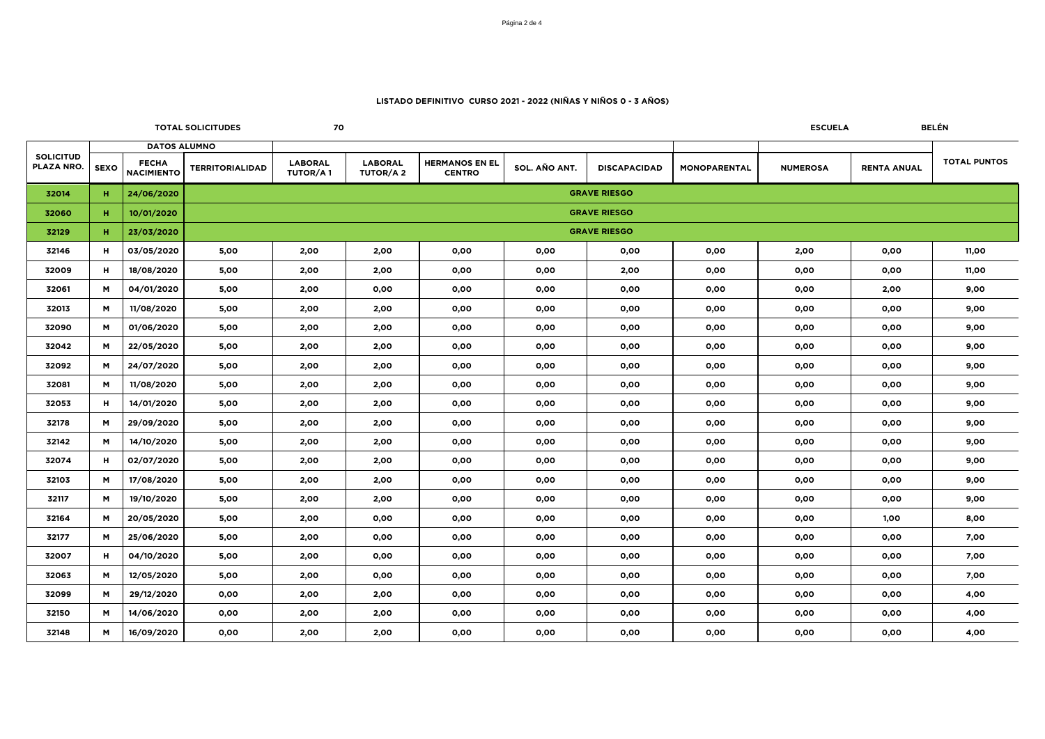**LISTADO DEFINITIVO CURSO 2021 - 2022 (NIÑAS Y NIÑOS 0 - 3 AÑOS)**

**TOTAL SOLICITUDES** 70 **ESCUELA** BELÉN

| SOLICITUD PLAZA NRO. | DATOS ALUMNO | | TERRITORIALIDAD | LABORAL TUTOR/A 1 | LABORAL TUTOR/A 2 | HERMANOS EN EL CENTRO | SOL. AÑO ANT. | DISCAPACIDAD | MONOPARENTAL | NUMEROSA | RENTA ANUAL | TOTAL PUNTOS |
|---|---|---|---|---|---|---|---|---|---|---|---|---|
| | SEXO | FECHA NACIMIENTO | | | | | | | | | | |
| 32014 | H | 24/06/2020 | GRAVE RIESGO | | | | | | | | | |
| 32060 | H | 10/01/2020 | GRAVE RIESGO | | | | | | | | | |
| 32129 | H | 23/03/2020 | GRAVE RIESGO | | | | | | | | | |
| 32146 | H | 03/05/2020 | 5,00 | 2,00 | 2,00 | 0,00 | 0,00 | 0,00 | 0,00 | 2,00 | 0,00 | 11,00 |
| 32009 | H | 18/08/2020 | 5,00 | 2,00 | 2,00 | 0,00 | 0,00 | 2,00 | 0,00 | 0,00 | 0,00 | 11,00 |
| 32061 | M | 04/01/2020 | 5,00 | 2,00 | 0,00 | 0,00 | 0,00 | 0,00 | 0,00 | 0,00 | 2,00 | 9,00 |
| 32013 | M | 11/08/2020 | 5,00 | 2,00 | 2,00 | 0,00 | 0,00 | 0,00 | 0,00 | 0,00 | 0,00 | 9,00 |
| 32090 | M | 01/06/2020 | 5,00 | 2,00 | 2,00 | 0,00 | 0,00 | 0,00 | 0,00 | 0,00 | 0,00 | 9,00 |
| 32042 | M | 22/05/2020 | 5,00 | 2,00 | 2,00 | 0,00 | 0,00 | 0,00 | 0,00 | 0,00 | 0,00 | 9,00 |
| 32092 | M | 24/07/2020 | 5,00 | 2,00 | 2,00 | 0,00 | 0,00 | 0,00 | 0,00 | 0,00 | 0,00 | 9,00 |
| 32081 | M | 11/08/2020 | 5,00 | 2,00 | 2,00 | 0,00 | 0,00 | 0,00 | 0,00 | 0,00 | 0,00 | 9,00 |
| 32053 | H | 14/01/2020 | 5,00 | 2,00 | 2,00 | 0,00 | 0,00 | 0,00 | 0,00 | 0,00 | 0,00 | 9,00 |
| 32178 | M | 29/09/2020 | 5,00 | 2,00 | 2,00 | 0,00 | 0,00 | 0,00 | 0,00 | 0,00 | 0,00 | 9,00 |
| 32142 | M | 14/10/2020 | 5,00 | 2,00 | 2,00 | 0,00 | 0,00 | 0,00 | 0,00 | 0,00 | 0,00 | 9,00 |
| 32074 | H | 02/07/2020 | 5,00 | 2,00 | 2,00 | 0,00 | 0,00 | 0,00 | 0,00 | 0,00 | 0,00 | 9,00 |
| 32103 | M | 17/08/2020 | 5,00 | 2,00 | 2,00 | 0,00 | 0,00 | 0,00 | 0,00 | 0,00 | 0,00 | 9,00 |
| 32117 | M | 19/10/2020 | 5,00 | 2,00 | 2,00 | 0,00 | 0,00 | 0,00 | 0,00 | 0,00 | 0,00 | 9,00 |
| 32164 | M | 20/05/2020 | 5,00 | 2,00 | 0,00 | 0,00 | 0,00 | 0,00 | 0,00 | 0,00 | 1,00 | 8,00 |
| 32177 | M | 25/06/2020 | 5,00 | 2,00 | 0,00 | 0,00 | 0,00 | 0,00 | 0,00 | 0,00 | 0,00 | 7,00 |
| 32007 | H | 04/10/2020 | 5,00 | 2,00 | 0,00 | 0,00 | 0,00 | 0,00 | 0,00 | 0,00 | 0,00 | 7,00 |
| 32063 | M | 12/05/2020 | 5,00 | 2,00 | 0,00 | 0,00 | 0,00 | 0,00 | 0,00 | 0,00 | 0,00 | 7,00 |
| 32099 | M | 29/12/2020 | 0,00 | 2,00 | 2,00 | 0,00 | 0,00 | 0,00 | 0,00 | 0,00 | 0,00 | 4,00 |
| 32150 | M | 14/06/2020 | 0,00 | 2,00 | 2,00 | 0,00 | 0,00 | 0,00 | 0,00 | 0,00 | 0,00 | 4,00 |
| 32148 | M | 16/09/2020 | 0,00 | 2,00 | 2,00 | 0,00 | 0,00 | 0,00 | 0,00 | 0,00 | 0,00 | 4,00 |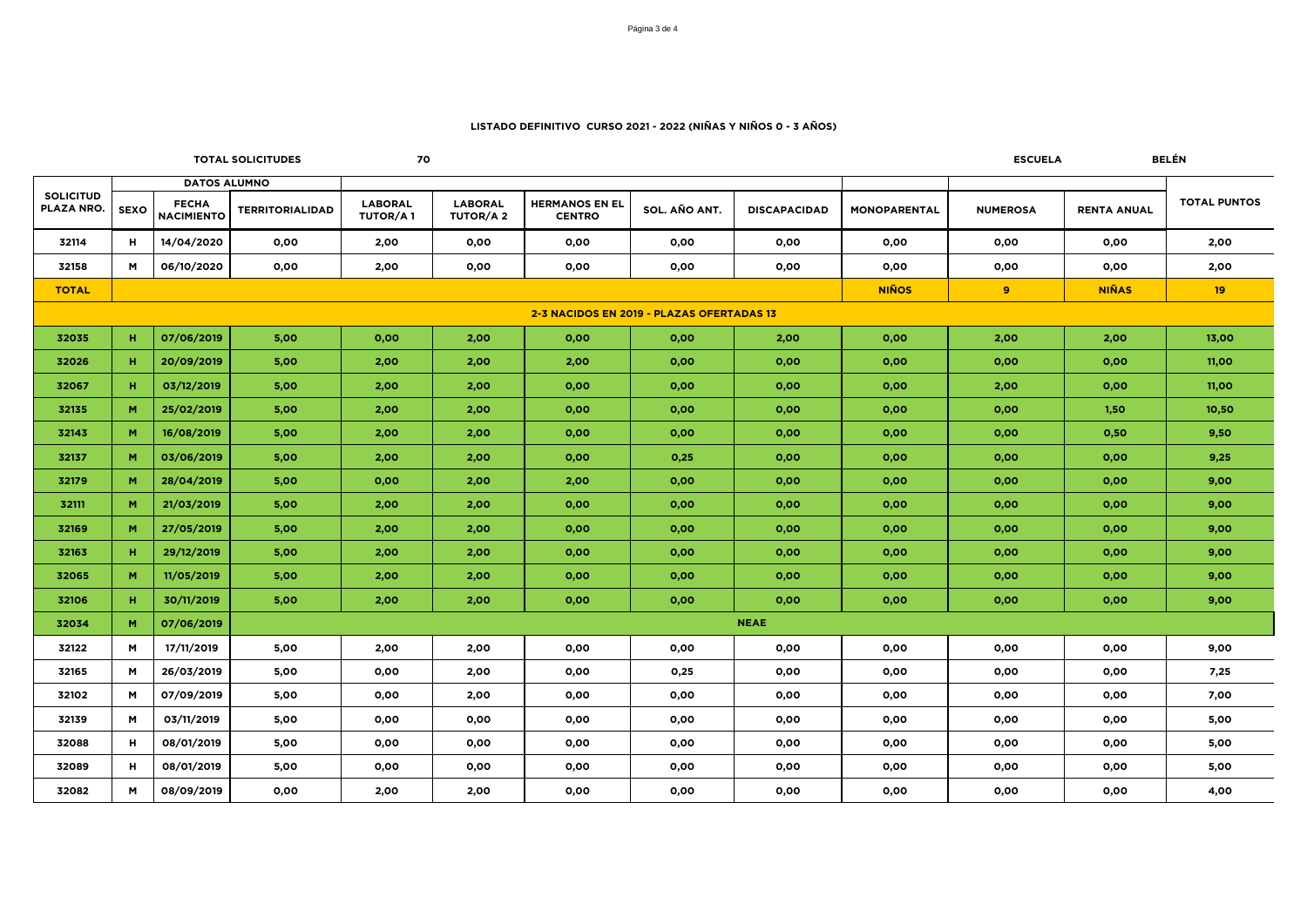**LISTADO DEFINITIVO CURSO 2021 - 2022 (NIÑAS Y NIÑOS 0 - 3 AÑOS)**

**TOTAL SOLICITUDES** 70 **ESCUELA** BELÉN

| SOLICITUD PLAZA NRO. | DATOS ALUMNO | | | | | | | | | | | |
|---|---|---|---|---|---|---|---|---|---|---|---|---|
| | SEXO | FECHA NACIMIENTO | TERRITORIALIDAD | LABORAL TUTOR/A 1 | LABORAL TUTOR/A 2 | HERMANOS EN EL CENTRO | SOL. AÑO ANT. | DISCAPACIDAD | MONOPARENTAL | NUMEROSA | RENTA ANUAL | TOTAL PUNTOS |
| 32114 | H | 14/04/2020 | 0,00 | 2,00 | 0,00 | 0,00 | 0,00 | 0,00 | 0,00 | 0,00 | 0,00 | 2,00 |
| 32158 | M | 06/10/2020 | 0,00 | 2,00 | 0,00 | 0,00 | 0,00 | 0,00 | 0,00 | 0,00 | 0,00 | 2,00 |
| **TOTAL** | | | | | | | | | **NIÑOS** | **9** | **NIÑAS** | **19** |
| **2-3 NACIDOS EN 2019 - PLAZAS OFERTADAS 13** | | | | | | | | | | | | |
| 32035 | H | 07/06/2019 | 5,00 | 0,00 | 2,00 | 0,00 | 0,00 | 2,00 | 0,00 | 2,00 | 2,00 | 13,00 |
| 32026 | H | 20/09/2019 | 5,00 | 2,00 | 2,00 | 2,00 | 0,00 | 0,00 | 0,00 | 0,00 | 0,00 | 11,00 |
| 32067 | H | 03/12/2019 | 5,00 | 2,00 | 2,00 | 0,00 | 0,00 | 0,00 | 0,00 | 2,00 | 0,00 | 11,00 |
| 32135 | M | 25/02/2019 | 5,00 | 2,00 | 2,00 | 0,00 | 0,00 | 0,00 | 0,00 | 0,00 | 1,50 | 10,50 |
| 32143 | M | 16/08/2019 | 5,00 | 2,00 | 2,00 | 0,00 | 0,00 | 0,00 | 0,00 | 0,00 | 0,50 | 9,50 |
| 32137 | M | 03/06/2019 | 5,00 | 2,00 | 2,00 | 0,00 | 0,25 | 0,00 | 0,00 | 0,00 | 0,00 | 9,25 |
| 32179 | M | 28/04/2019 | 5,00 | 0,00 | 2,00 | 2,00 | 0,00 | 0,00 | 0,00 | 0,00 | 0,00 | 9,00 |
| 32111 | M | 21/03/2019 | 5,00 | 2,00 | 2,00 | 0,00 | 0,00 | 0,00 | 0,00 | 0,00 | 0,00 | 9,00 |
| 32169 | M | 27/05/2019 | 5,00 | 2,00 | 2,00 | 0,00 | 0,00 | 0,00 | 0,00 | 0,00 | 0,00 | 9,00 |
| 32163 | H | 29/12/2019 | 5,00 | 2,00 | 2,00 | 0,00 | 0,00 | 0,00 | 0,00 | 0,00 | 0,00 | 9,00 |
| 32065 | M | 11/05/2019 | 5,00 | 2,00 | 2,00 | 0,00 | 0,00 | 0,00 | 0,00 | 0,00 | 0,00 | 9,00 |
| 32106 | H | 30/11/2019 | 5,00 | 2,00 | 2,00 | 0,00 | 0,00 | 0,00 | 0,00 | 0,00 | 0,00 | 9,00 |
| 32034 | M | 07/06/2019 | NEAE | | | | | | | | | |
| 32122 | M | 17/11/2019 | 5,00 | 2,00 | 2,00 | 0,00 | 0,00 | 0,00 | 0,00 | 0,00 | 0,00 | 9,00 |
| 32165 | M | 26/03/2019 | 5,00 | 0,00 | 2,00 | 0,00 | 0,25 | 0,00 | 0,00 | 0,00 | 0,00 | 7,25 |
| 32102 | M | 07/09/2019 | 5,00 | 0,00 | 2,00 | 0,00 | 0,00 | 0,00 | 0,00 | 0,00 | 0,00 | 7,00 |
| 32139 | M | 03/11/2019 | 5,00 | 0,00 | 0,00 | 0,00 | 0,00 | 0,00 | 0,00 | 0,00 | 0,00 | 5,00 |
| 32088 | H | 08/01/2019 | 5,00 | 0,00 | 0,00 | 0,00 | 0,00 | 0,00 | 0,00 | 0,00 | 0,00 | 5,00 |
| 32089 | H | 08/01/2019 | 5,00 | 0,00 | 0,00 | 0,00 | 0,00 | 0,00 | 0,00 | 0,00 | 0,00 | 5,00 |
| 32082 | M | 08/09/2019 | 0,00 | 2,00 | 2,00 | 0,00 | 0,00 | 0,00 | 0,00 | 0,00 | 0,00 | 4,00 |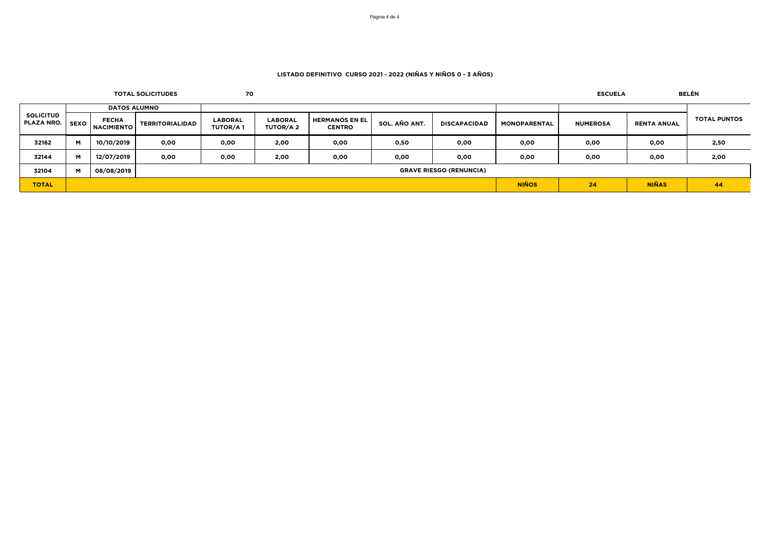**LISTADO DEFINITIVO CURSO 2021 - 2022 (NIÑAS Y NIÑOS 0 - 3 AÑOS)**

**TOTAL SOLICITUDES** 70 **ESCUELA** **BELÉN**

| SOLICITUD PLAZA NRO. | DATOS ALUMNO | | | | | | | | | | | |
|---|---|---|---|---|---|---|---|---|---|---|---|---|
| | SEXO | FECHA NACIMIENTO | TERRITORIALIDAD | LABORAL TUTOR/A 1 | LABORAL TUTOR/A 2 | HERMANOS EN EL CENTRO | SOL. AÑO ANT. | DISCAPACIDAD | MONOPARENTAL | NUMEROSA | RENTA ANUAL | TOTAL PUNTOS |
| 32162 | M | 10/10/2019 | 0,00 | 0,00 | 2,00 | 0,00 | 0,50 | 0,00 | 0,00 | 0,00 | 0,00 | 2,50 |
| 32144 | M | 12/07/2019 | 0,00 | 0,00 | 2,00 | 0,00 | 0,00 | 0,00 | 0,00 | 0,00 | 0,00 | 2,00 |
| 32104 | M | 08/08/2019 | GRAVE RIESGO (RENUNCIA) | | | | | | | | | |
| **TOTAL** | | | | | | | | | **NIÑOS** | **24** | **NIÑAS** | **44** |